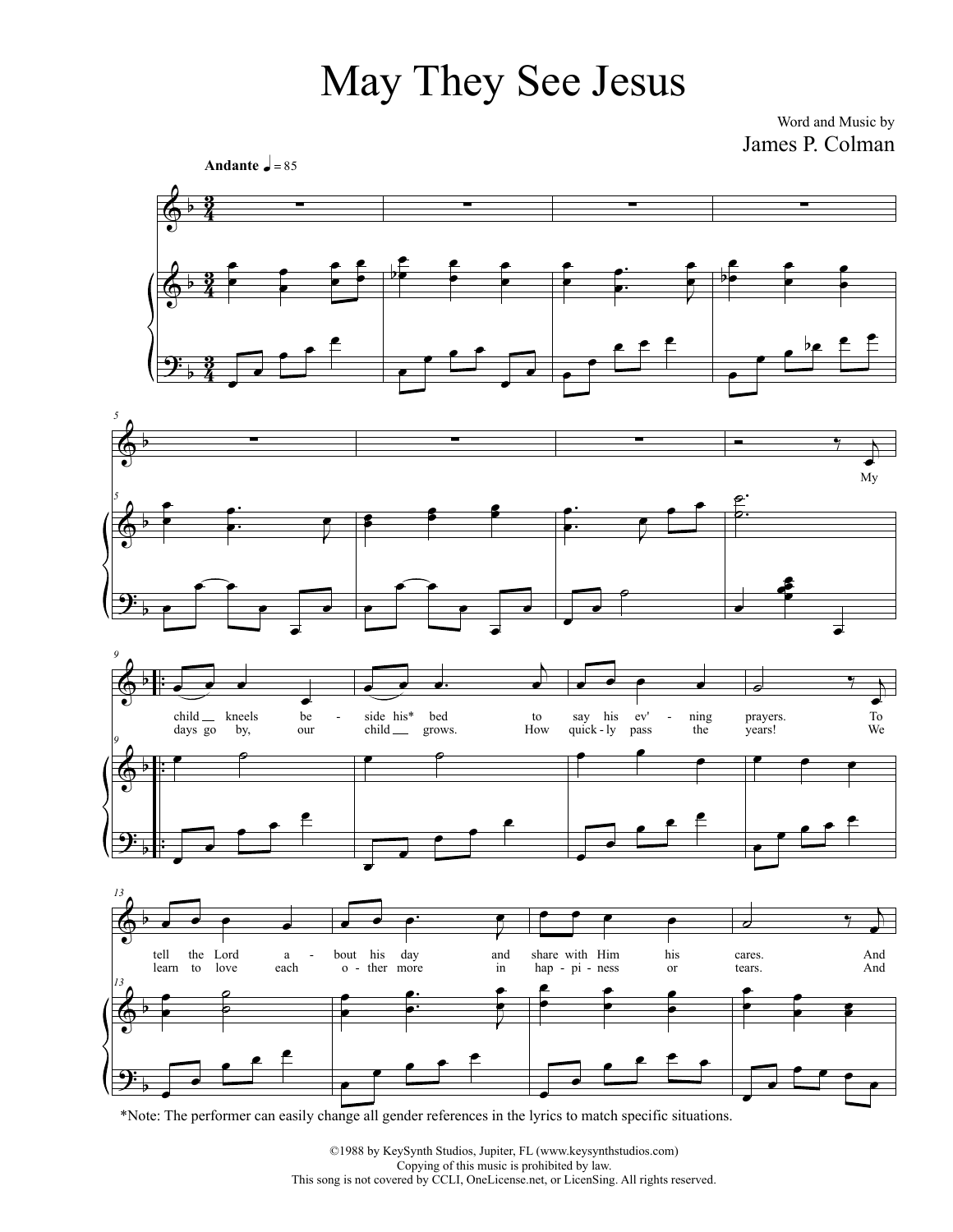# May They See Jesus

Word and Music by

James P. Colman

Andante ♩ = 85

My

child kneels be - side his* bed to say his ev' - ning prayers. To tell the Lord a - bout his day and share with Him his cares. And

days go by, our child grows. How quick - ly pass the years! We learn to love each o - ther more in hap - pi - ness or tears. And

*Note: The performer can easily change all gender references in the lyrics to match specific situations.

©1988 by KeySynth Studios, Jupiter, FL (www.keysynthstudios.com)
Copying of this music is prohibited by law.
This song is not covered by CCLI, OneLicense.net, or LicenSing. All rights reserved.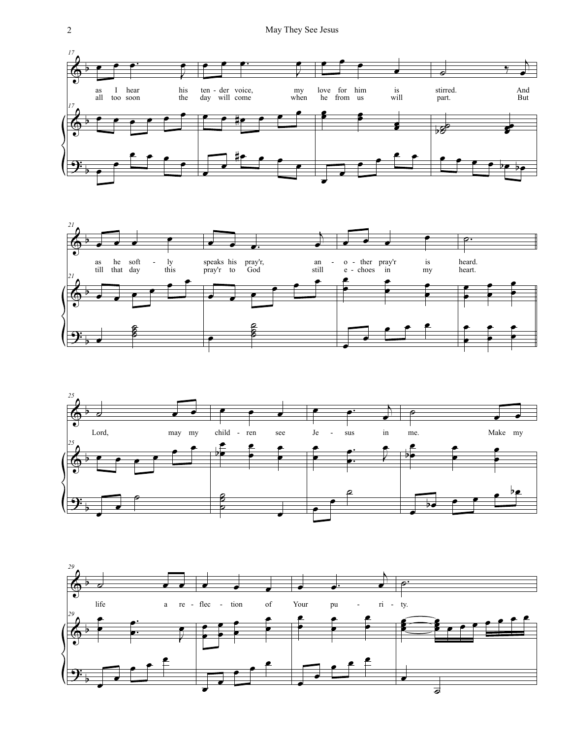17

as I hear his ten - der voice, my love for him is stirred. And
all too soon the day will come when he from us will part. But

21

as he soft - ly speaks his pray'r, an - o - ther pray'r is heard.
till that day this pray'r to God still e - choes in my heart.

25

Lord, may my child - ren see Je - sus in me. Make my

29

life a re - flec - tion of Your pu - ri - ty.